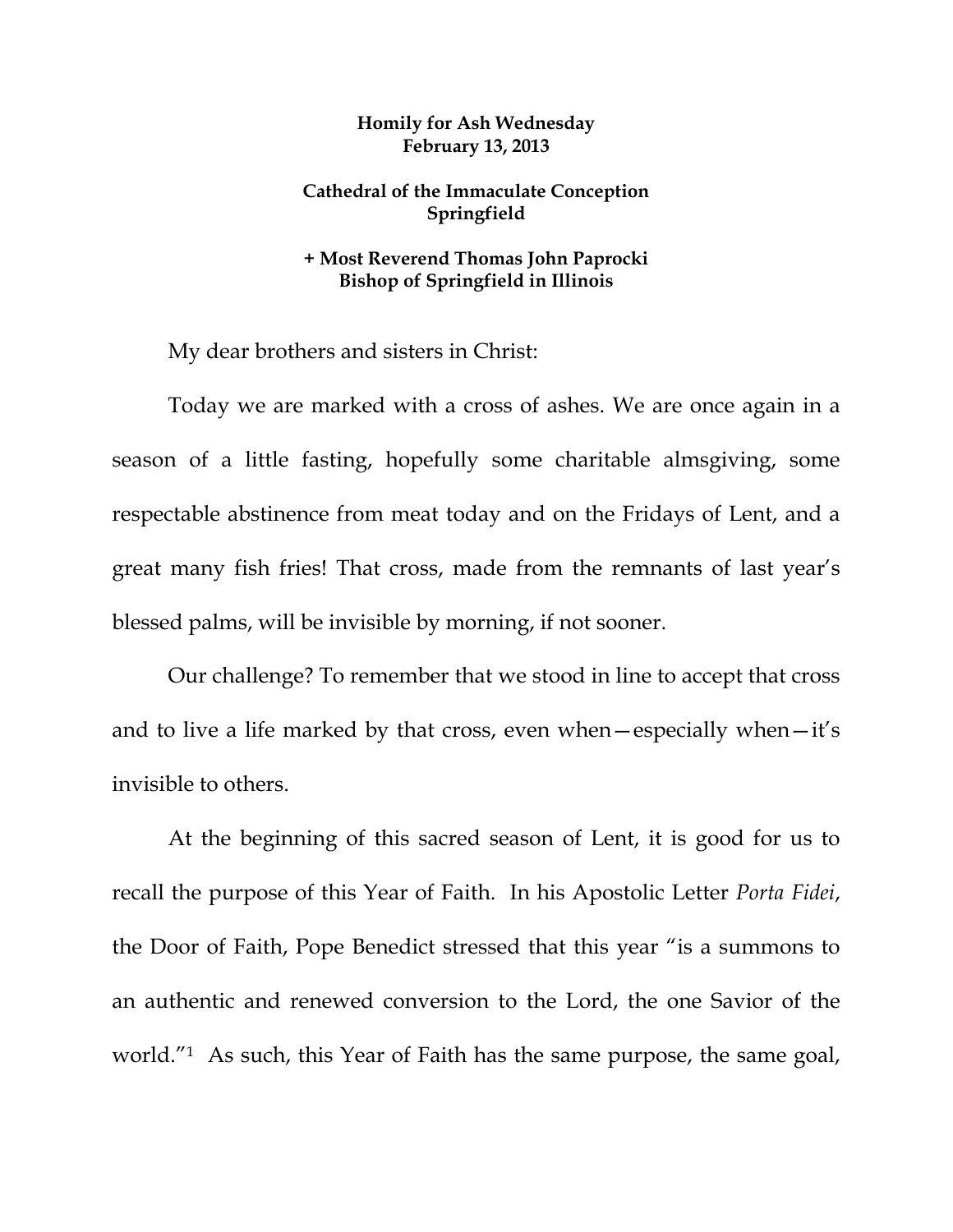**Homily for Ash Wednesday**
**February 13, 2013**

**Cathedral of the Immaculate Conception**
**Springfield**

**+ Most Reverend Thomas John Paprocki**
**Bishop of Springfield in Illinois**

My dear brothers and sisters in Christ:

Today we are marked with a cross of ashes. We are once again in a season of a little fasting, hopefully some charitable almsgiving, some respectable abstinence from meat today and on the Fridays of Lent, and a great many fish fries! That cross, made from the remnants of last year's blessed palms, will be invisible by morning, if not sooner.

Our challenge? To remember that we stood in line to accept that cross and to live a life marked by that cross, even when—especially when—it's invisible to others.

At the beginning of this sacred season of Lent, it is good for us to recall the purpose of this Year of Faith. In his Apostolic Letter *Porta Fidei*, the Door of Faith, Pope Benedict stressed that this year "is a summons to an authentic and renewed conversion to the Lord, the one Savior of the world."[1] As such, this Year of Faith has the same purpose, the same goal,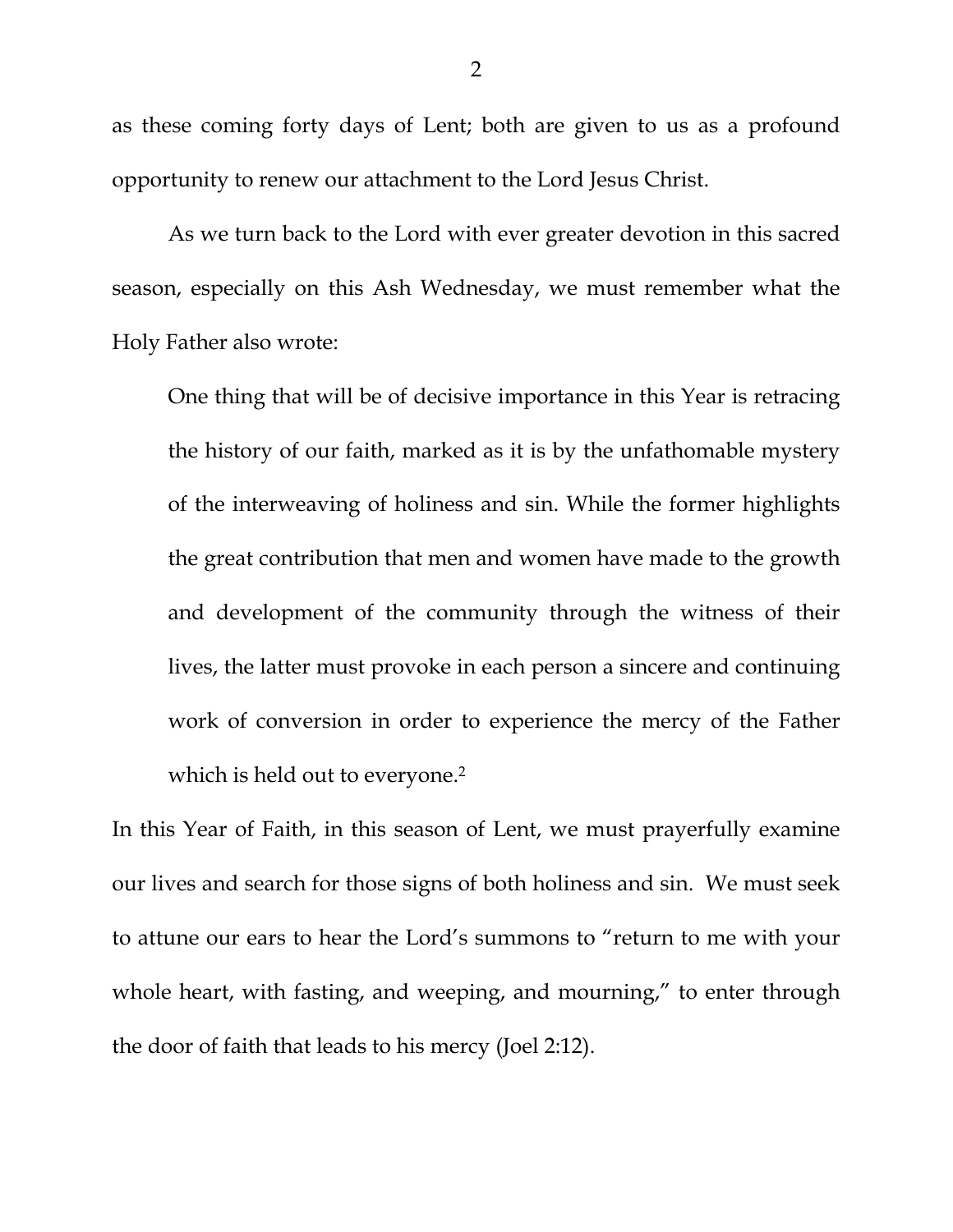as these coming forty days of Lent; both are given to us as a profound opportunity to renew our attachment to the Lord Jesus Christ.

As we turn back to the Lord with ever greater devotion in this sacred season, especially on this Ash Wednesday, we must remember what the Holy Father also wrote:

> One thing that will be of decisive importance in this Year is retracing the history of our faith, marked as it is by the unfathomable mystery of the interweaving of holiness and sin. While the former highlights the great contribution that men and women have made to the growth and development of the community through the witness of their lives, the latter must provoke in each person a sincere and continuing work of conversion in order to experience the mercy of the Father which is held out to everyone.[2]

In this Year of Faith, in this season of Lent, we must prayerfully examine our lives and search for those signs of both holiness and sin. We must seek to attune our ears to hear the Lord's summons to "return to me with your whole heart, with fasting, and weeping, and mourning," to enter through the door of faith that leads to his mercy (Joel 2:12).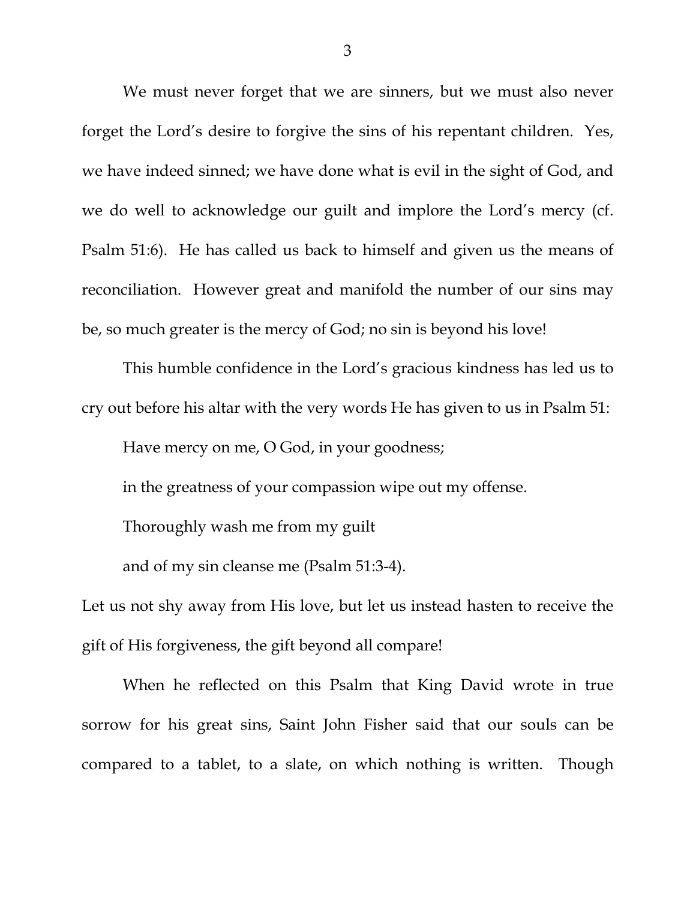We must never forget that we are sinners, but we must also never forget the Lord's desire to forgive the sins of his repentant children. Yes, we have indeed sinned; we have done what is evil in the sight of God, and we do well to acknowledge our guilt and implore the Lord's mercy (cf. Psalm 51:6). He has called us back to himself and given us the means of reconciliation. However great and manifold the number of our sins may be, so much greater is the mercy of God; no sin is beyond his love!

This humble confidence in the Lord's gracious kindness has led us to cry out before his altar with the very words He has given to us in Psalm 51:

> Have mercy on me, O God, in your goodness;
>
> in the greatness of your compassion wipe out my offense.
>
> Thoroughly wash me from my guilt
>
> and of my sin cleanse me (Psalm 51:3-4).

Let us not shy away from His love, but let us instead hasten to receive the gift of His forgiveness, the gift beyond all compare!

When he reflected on this Psalm that King David wrote in true sorrow for his great sins, Saint John Fisher said that our souls can be compared to a tablet, to a slate, on which nothing is written. Though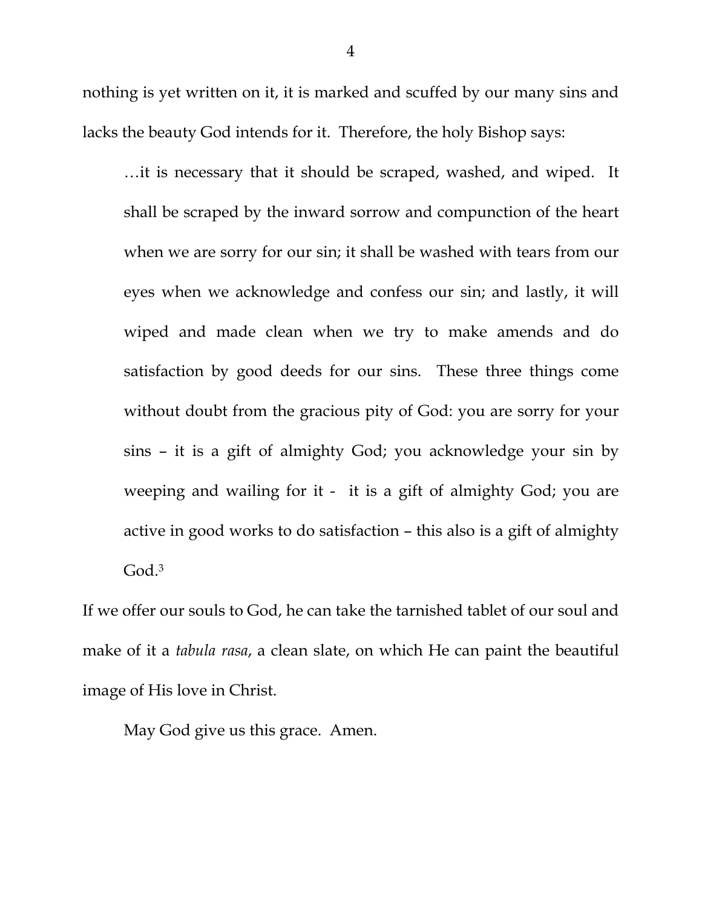nothing is yet written on it, it is marked and scuffed by our many sins and lacks the beauty God intends for it. Therefore, the holy Bishop says:

> …it is necessary that it should be scraped, washed, and wiped. It shall be scraped by the inward sorrow and compunction of the heart when we are sorry for our sin; it shall be washed with tears from our eyes when we acknowledge and confess our sin; and lastly, it will wiped and made clean when we try to make amends and do satisfaction by good deeds for our sins. These three things come without doubt from the gracious pity of God: you are sorry for your sins – it is a gift of almighty God; you acknowledge your sin by weeping and wailing for it - it is a gift of almighty God; you are active in good works to do satisfaction – this also is a gift of almighty God.[3]

If we offer our souls to God, he can take the tarnished tablet of our soul and make of it a *tabula rasa*, a clean slate, on which He can paint the beautiful image of His love in Christ.

May God give us this grace. Amen.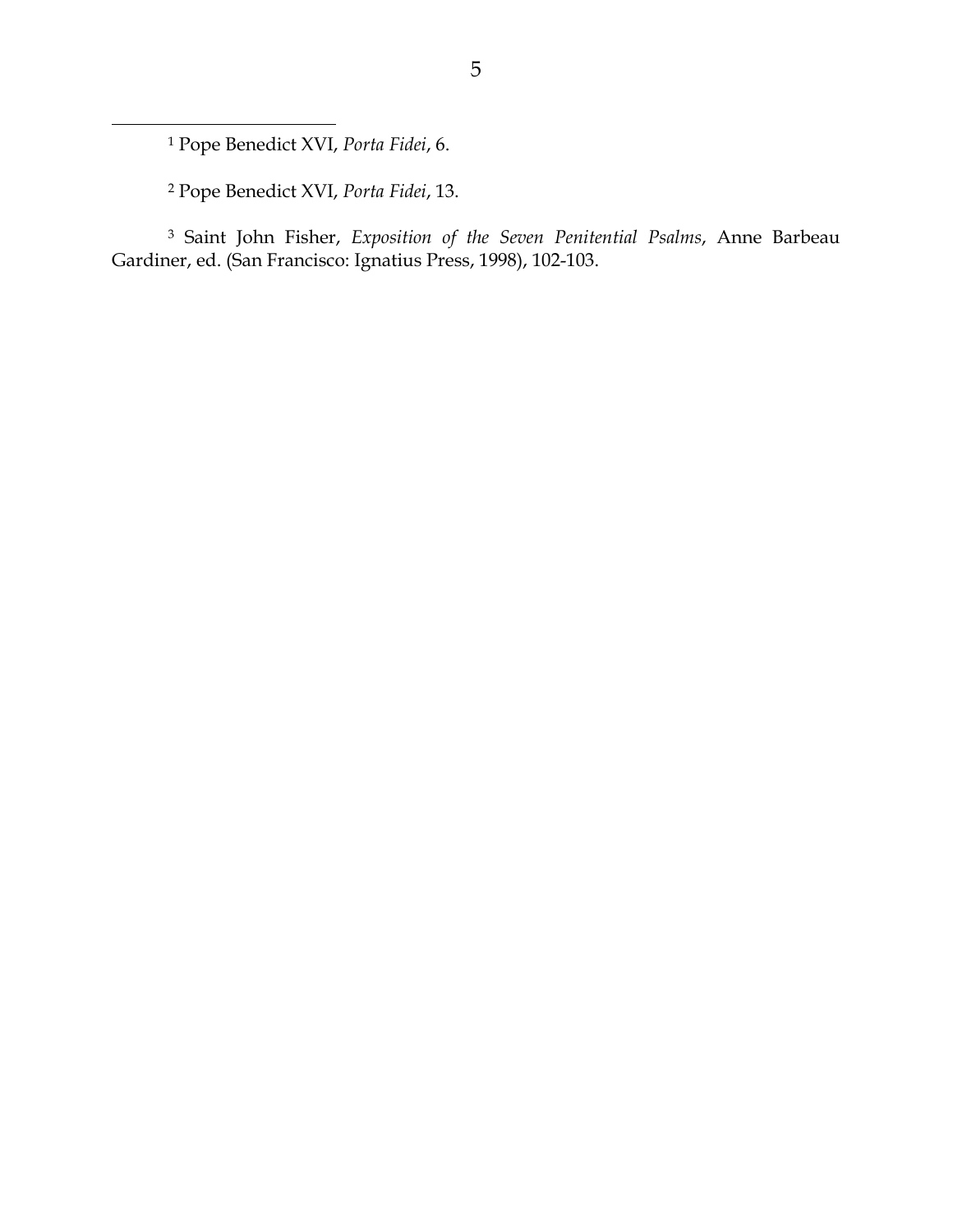[1] Pope Benedict XVI, *Porta Fidei*, 6.

[2] Pope Benedict XVI, *Porta Fidei*, 13.

[3] Saint John Fisher, *Exposition of the Seven Penitential Psalms*, Anne Barbeau Gardiner, ed. (San Francisco: Ignatius Press, 1998), 102-103.